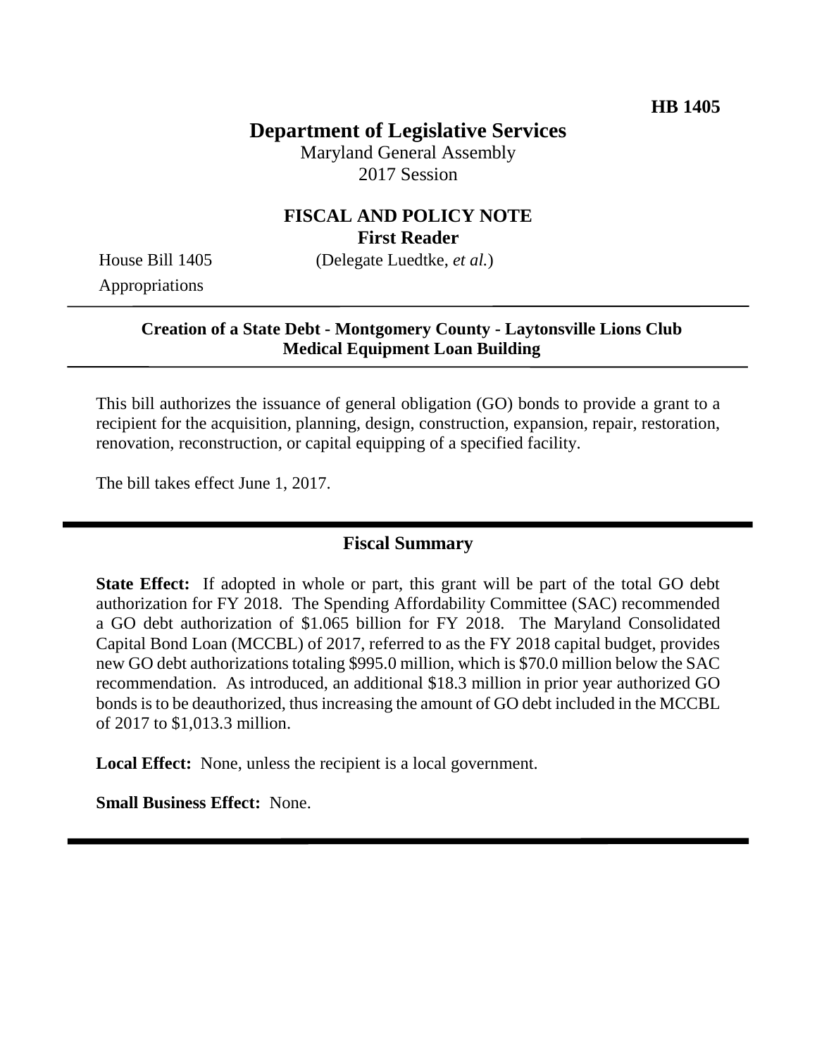**HB 1405**

# Department of Legislative Services

Maryland General Assembly
2017 Session

## FISCAL AND POLICY NOTE
**First Reader**

House Bill 1405 (Delegate Luedtke, *et al.*)
Appropriations

---

**Creation of a State Debt - Montgomery County - Laytonsville Lions Club Medical Equipment Loan Building**

---

This bill authorizes the issuance of general obligation (GO) bonds to provide a grant to a recipient for the acquisition, planning, design, construction, expansion, repair, restoration, renovation, reconstruction, or capital equipping of a specified facility.

The bill takes effect June 1, 2017.

---

## Fiscal Summary

**State Effect:** If adopted in whole or part, this grant will be part of the total GO debt authorization for FY 2018. The Spending Affordability Committee (SAC) recommended a GO debt authorization of $1.065 billion for FY 2018. The Maryland Consolidated Capital Bond Loan (MCCBL) of 2017, referred to as the FY 2018 capital budget, provides new GO debt authorizations totaling $995.0 million, which is $70.0 million below the SAC recommendation. As introduced, an additional $18.3 million in prior year authorized GO bonds is to be deauthorized, thus increasing the amount of GO debt included in the MCCBL of 2017 to $1,013.3 million.

**Local Effect:** None, unless the recipient is a local government.

**Small Business Effect:** None.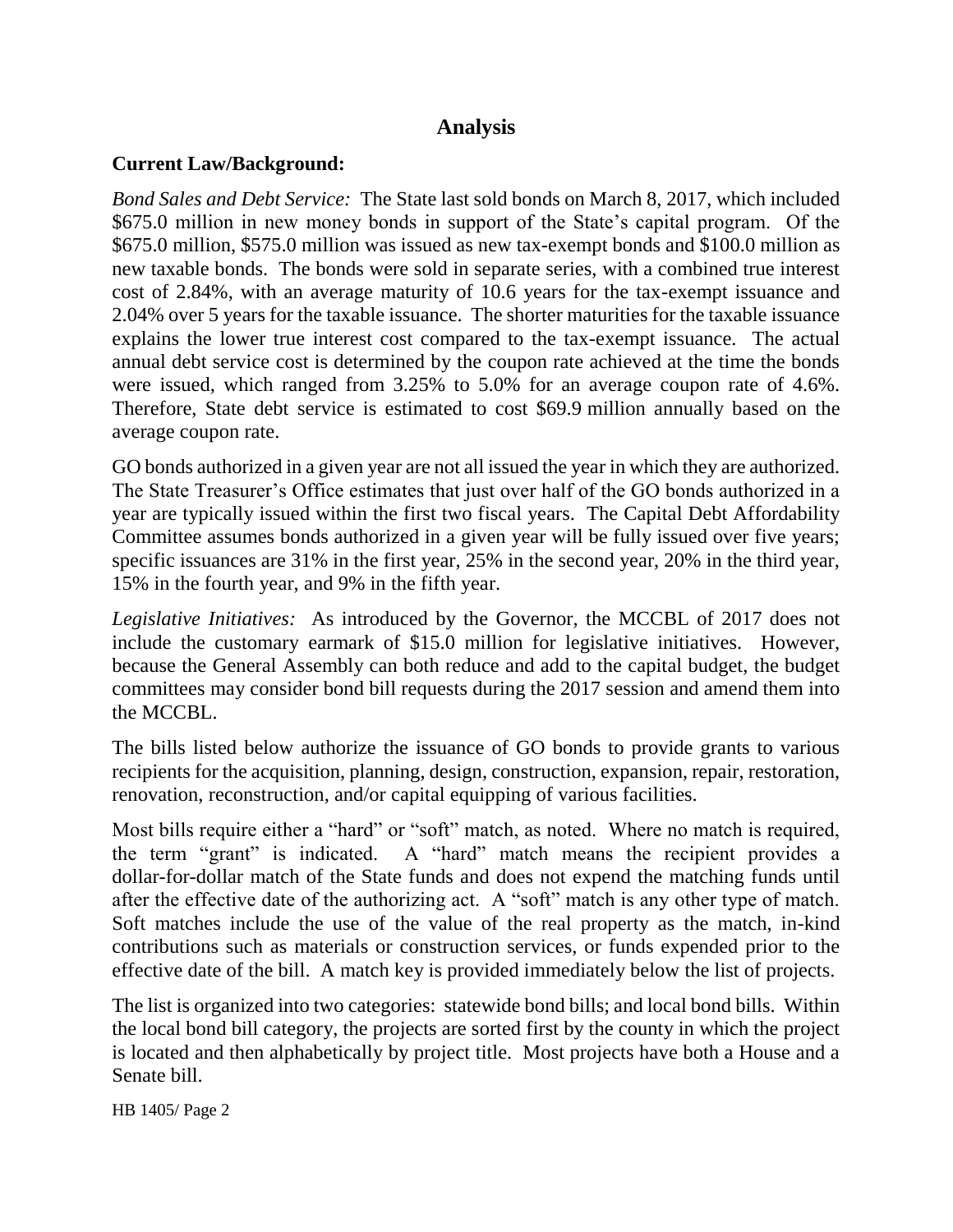## Analysis

**Current Law/Background:**

*Bond Sales and Debt Service:* The State last sold bonds on March 8, 2017, which included $675.0 million in new money bonds in support of the State's capital program. Of the $675.0 million, $575.0 million was issued as new tax-exempt bonds and $100.0 million as new taxable bonds. The bonds were sold in separate series, with a combined true interest cost of 2.84%, with an average maturity of 10.6 years for the tax-exempt issuance and 2.04% over 5 years for the taxable issuance. The shorter maturities for the taxable issuance explains the lower true interest cost compared to the tax-exempt issuance. The actual annual debt service cost is determined by the coupon rate achieved at the time the bonds were issued, which ranged from 3.25% to 5.0% for an average coupon rate of 4.6%. Therefore, State debt service is estimated to cost $69.9 million annually based on the average coupon rate.

GO bonds authorized in a given year are not all issued the year in which they are authorized. The State Treasurer's Office estimates that just over half of the GO bonds authorized in a year are typically issued within the first two fiscal years. The Capital Debt Affordability Committee assumes bonds authorized in a given year will be fully issued over five years; specific issuances are 31% in the first year, 25% in the second year, 20% in the third year, 15% in the fourth year, and 9% in the fifth year.

*Legislative Initiatives:* As introduced by the Governor, the MCCBL of 2017 does not include the customary earmark of $15.0 million for legislative initiatives. However, because the General Assembly can both reduce and add to the capital budget, the budget committees may consider bond bill requests during the 2017 session and amend them into the MCCBL.

The bills listed below authorize the issuance of GO bonds to provide grants to various recipients for the acquisition, planning, design, construction, expansion, repair, restoration, renovation, reconstruction, and/or capital equipping of various facilities.

Most bills require either a "hard" or "soft" match, as noted. Where no match is required, the term "grant" is indicated. A "hard" match means the recipient provides a dollar-for-dollar match of the State funds and does not expend the matching funds until after the effective date of the authorizing act. A "soft" match is any other type of match. Soft matches include the use of the value of the real property as the match, in-kind contributions such as materials or construction services, or funds expended prior to the effective date of the bill. A match key is provided immediately below the list of projects.

The list is organized into two categories: statewide bond bills; and local bond bills. Within the local bond bill category, the projects are sorted first by the county in which the project is located and then alphabetically by project title. Most projects have both a House and a Senate bill.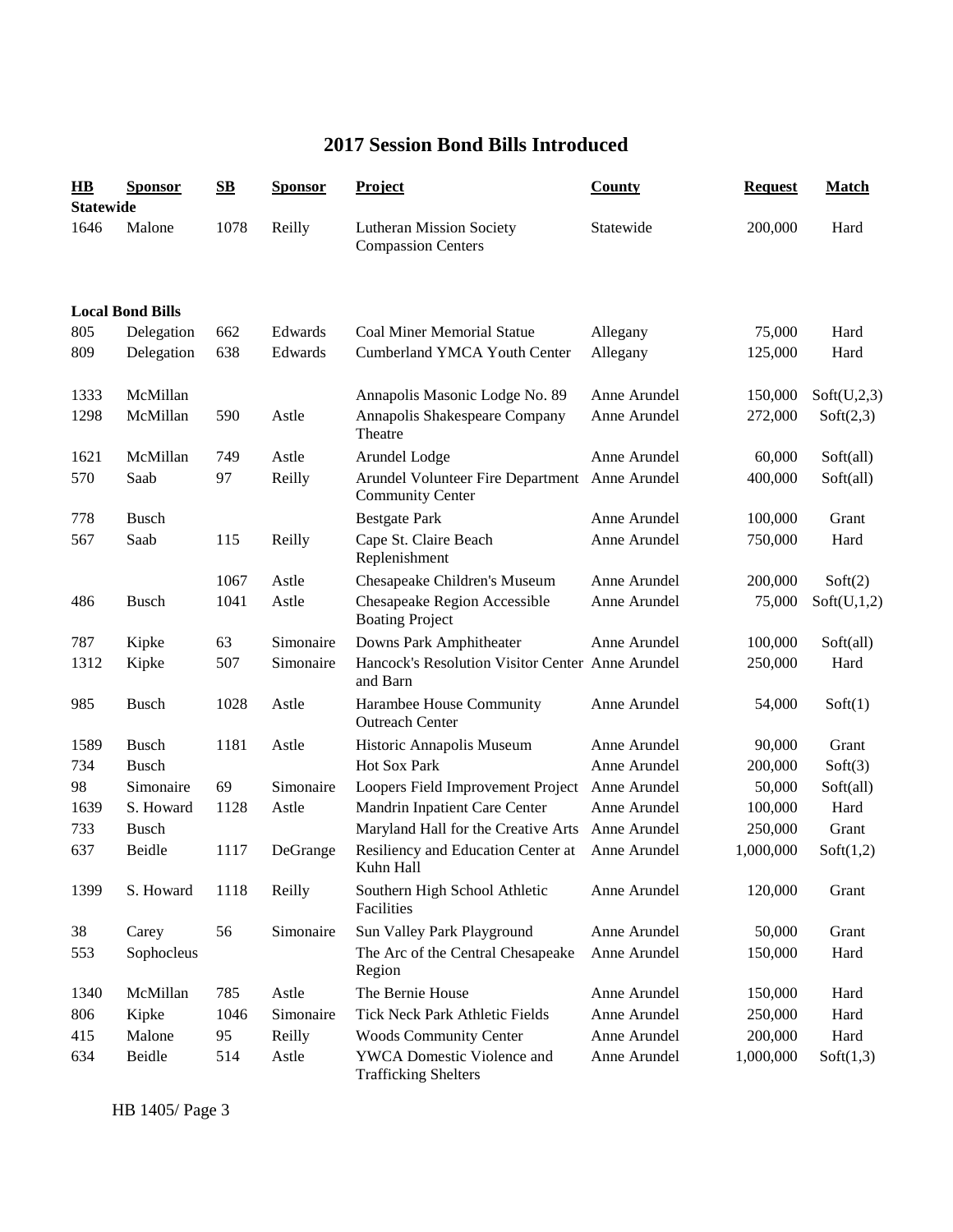# 2017 Session Bond Bills Introduced

| HB | Sponsor | SB | Sponsor | Project | County | Request | Match |
|---|---|---|---|---|---|---|---|
| **Statewide** | | | | | | | |
| 1646 | Malone | 1078 | Reilly | Lutheran Mission Society Compassion Centers | Statewide | 200,000 | Hard |
| **Local Bond Bills** | | | | | | | |
| 805 | Delegation | 662 | Edwards | Coal Miner Memorial Statue | Allegany | 75,000 | Hard |
| 809 | Delegation | 638 | Edwards | Cumberland YMCA Youth Center | Allegany | 125,000 | Hard |
| 1333 | McMillan | | | Annapolis Masonic Lodge No. 89 | Anne Arundel | 150,000 | Soft(U,2,3) |
| 1298 | McMillan | 590 | Astle | Annapolis Shakespeare Company Theatre | Anne Arundel | 272,000 | Soft(2,3) |
| 1621 | McMillan | 749 | Astle | Arundel Lodge | Anne Arundel | 60,000 | Soft(all) |
| 570 | Saab | 97 | Reilly | Arundel Volunteer Fire Department Community Center | Anne Arundel | 400,000 | Soft(all) |
| 778 | Busch | | | Bestgate Park | Anne Arundel | 100,000 | Grant |
| 567 | Saab | 115 | Reilly | Cape St. Claire Beach Replenishment | Anne Arundel | 750,000 | Hard |
| | | 1067 | Astle | Chesapeake Children's Museum | Anne Arundel | 200,000 | Soft(2) |
| 486 | Busch | 1041 | Astle | Chesapeake Region Accessible Boating Project | Anne Arundel | 75,000 | Soft(U,1,2) |
| 787 | Kipke | 63 | Simonaire | Downs Park Amphitheater | Anne Arundel | 100,000 | Soft(all) |
| 1312 | Kipke | 507 | Simonaire | Hancock's Resolution Visitor Center and Barn | Anne Arundel | 250,000 | Hard |
| 985 | Busch | 1028 | Astle | Harambee House Community Outreach Center | Anne Arundel | 54,000 | Soft(1) |
| 1589 | Busch | 1181 | Astle | Historic Annapolis Museum | Anne Arundel | 90,000 | Grant |
| 734 | Busch | | | Hot Sox Park | Anne Arundel | 200,000 | Soft(3) |
| 98 | Simonaire | 69 | Simonaire | Loopers Field Improvement Project | Anne Arundel | 50,000 | Soft(all) |
| 1639 | S. Howard | 1128 | Astle | Mandrin Inpatient Care Center | Anne Arundel | 100,000 | Hard |
| 733 | Busch | | | Maryland Hall for the Creative Arts | Anne Arundel | 250,000 | Grant |
| 637 | Beidle | 1117 | DeGrange | Resiliency and Education Center at Kuhn Hall | Anne Arundel | 1,000,000 | Soft(1,2) |
| 1399 | S. Howard | 1118 | Reilly | Southern High School Athletic Facilities | Anne Arundel | 120,000 | Grant |
| 38 | Carey | 56 | Simonaire | Sun Valley Park Playground | Anne Arundel | 50,000 | Grant |
| 553 | Sophocleus | | | The Arc of the Central Chesapeake Region | Anne Arundel | 150,000 | Hard |
| 1340 | McMillan | 785 | Astle | The Bernie House | Anne Arundel | 150,000 | Hard |
| 806 | Kipke | 1046 | Simonaire | Tick Neck Park Athletic Fields | Anne Arundel | 250,000 | Hard |
| 415 | Malone | 95 | Reilly | Woods Community Center | Anne Arundel | 200,000 | Hard |
| 634 | Beidle | 514 | Astle | YWCA Domestic Violence and Trafficking Shelters | Anne Arundel | 1,000,000 | Soft(1,3) |

HB 1405/ Page 3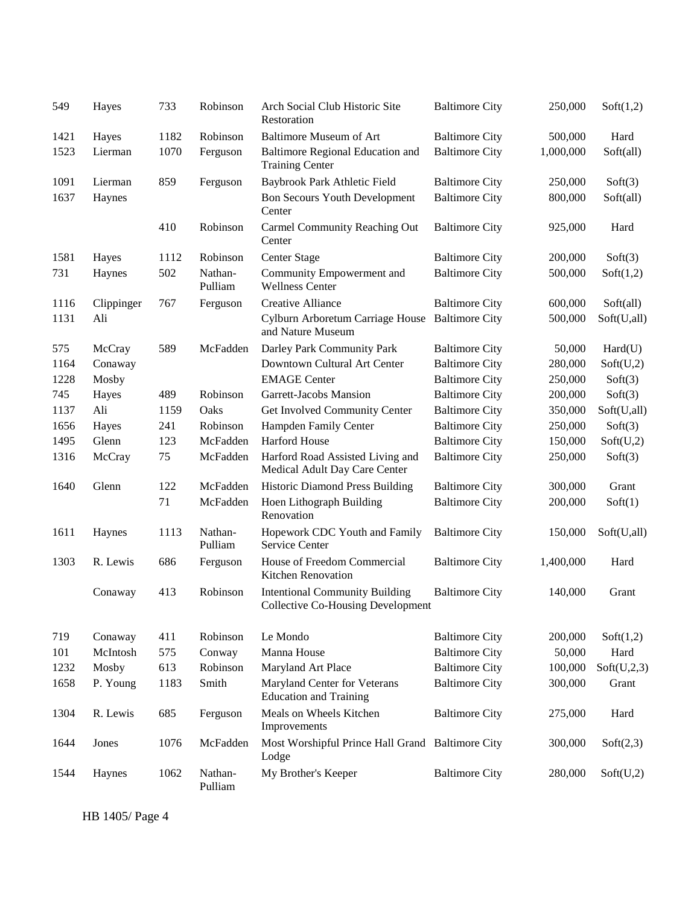| | | | | | | | |
|---|---|---|---|---|---|---|---|
| 549 | Hayes | 733 | Robinson | Arch Social Club Historic Site Restoration | Baltimore City | 250,000 | Soft(1,2) |
| 1421 | Hayes | 1182 | Robinson | Baltimore Museum of Art | Baltimore City | 500,000 | Hard |
| 1523 | Lierman | 1070 | Ferguson | Baltimore Regional Education and Training Center | Baltimore City | 1,000,000 | Soft(all) |
| 1091 | Lierman | 859 | Ferguson | Baybrook Park Athletic Field | Baltimore City | 250,000 | Soft(3) |
| 1637 | Haynes | | | Bon Secours Youth Development Center | Baltimore City | 800,000 | Soft(all) |
| | | 410 | Robinson | Carmel Community Reaching Out Center | Baltimore City | 925,000 | Hard |
| 1581 | Hayes | 1112 | Robinson | Center Stage | Baltimore City | 200,000 | Soft(3) |
| 731 | Haynes | 502 | Nathan-Pulliam | Community Empowerment and Wellness Center | Baltimore City | 500,000 | Soft(1,2) |
| 1116 | Clippinger | 767 | Ferguson | Creative Alliance | Baltimore City | 600,000 | Soft(all) |
| 1131 | Ali | | | Cylburn Arboretum Carriage House and Nature Museum | Baltimore City | 500,000 | Soft(U,all) |
| 575 | McCray | 589 | McFadden | Darley Park Community Park | Baltimore City | 50,000 | Hard(U) |
| 1164 | Conaway | | | Downtown Cultural Art Center | Baltimore City | 280,000 | Soft(U,2) |
| 1228 | Mosby | | | EMAGE Center | Baltimore City | 250,000 | Soft(3) |
| 745 | Hayes | 489 | Robinson | Garrett-Jacobs Mansion | Baltimore City | 200,000 | Soft(3) |
| 1137 | Ali | 1159 | Oaks | Get Involved Community Center | Baltimore City | 350,000 | Soft(U,all) |
| 1656 | Hayes | 241 | Robinson | Hampden Family Center | Baltimore City | 250,000 | Soft(3) |
| 1495 | Glenn | 123 | McFadden | Harford House | Baltimore City | 150,000 | Soft(U,2) |
| 1316 | McCray | 75 | McFadden | Harford Road Assisted Living and Medical Adult Day Care Center | Baltimore City | 250,000 | Soft(3) |
| 1640 | Glenn | 122 | McFadden | Historic Diamond Press Building | Baltimore City | 300,000 | Grant |
| | | 71 | McFadden | Hoen Lithograph Building Renovation | Baltimore City | 200,000 | Soft(1) |
| 1611 | Haynes | 1113 | Nathan-Pulliam | Hopework CDC Youth and Family Service Center | Baltimore City | 150,000 | Soft(U,all) |
| 1303 | R. Lewis | 686 | Ferguson | House of Freedom Commercial Kitchen Renovation | Baltimore City | 1,400,000 | Hard |
| | Conaway | 413 | Robinson | Intentional Community Building Collective Co-Housing Development | Baltimore City | 140,000 | Grant |
| 719 | Conaway | 411 | Robinson | Le Mondo | Baltimore City | 200,000 | Soft(1,2) |
| 101 | McIntosh | 575 | Conway | Manna House | Baltimore City | 50,000 | Hard |
| 1232 | Mosby | 613 | Robinson | Maryland Art Place | Baltimore City | 100,000 | Soft(U,2,3) |
| 1658 | P. Young | 1183 | Smith | Maryland Center for Veterans Education and Training | Baltimore City | 300,000 | Grant |
| 1304 | R. Lewis | 685 | Ferguson | Meals on Wheels Kitchen Improvements | Baltimore City | 275,000 | Hard |
| 1644 | Jones | 1076 | McFadden | Most Worshipful Prince Hall Grand Lodge | Baltimore City | 300,000 | Soft(2,3) |
| 1544 | Haynes | 1062 | Nathan-Pulliam | My Brother's Keeper | Baltimore City | 280,000 | Soft(U,2) |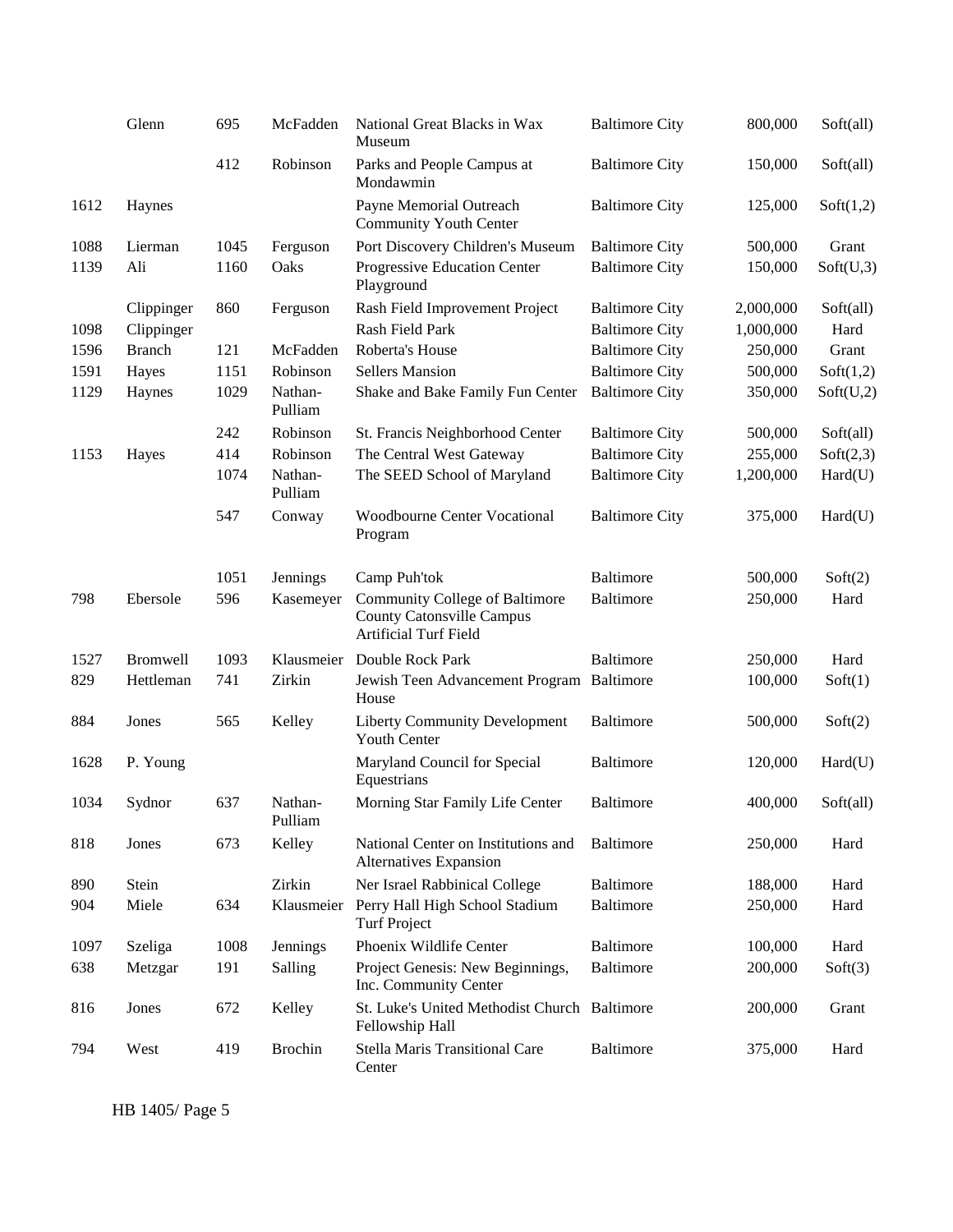|  |  |  |  |  |  |  |  |
|---|---|---|---|---|---|---|---|
|  | Glenn | 695 | McFadden | National Great Blacks in Wax Museum | Baltimore City | 800,000 | Soft(all) |
|  |  | 412 | Robinson | Parks and People Campus at Mondawmin | Baltimore City | 150,000 | Soft(all) |
| 1612 | Haynes |  |  | Payne Memorial Outreach Community Youth Center | Baltimore City | 125,000 | Soft(1,2) |
| 1088 | Lierman | 1045 | Ferguson | Port Discovery Children's Museum | Baltimore City | 500,000 | Grant |
| 1139 | Ali | 1160 | Oaks | Progressive Education Center Playground | Baltimore City | 150,000 | Soft(U,3) |
|  | Clippinger | 860 | Ferguson | Rash Field Improvement Project | Baltimore City | 2,000,000 | Soft(all) |
| 1098 | Clippinger |  |  | Rash Field Park | Baltimore City | 1,000,000 | Hard |
| 1596 | Branch | 121 | McFadden | Roberta's House | Baltimore City | 250,000 | Grant |
| 1591 | Hayes | 1151 | Robinson | Sellers Mansion | Baltimore City | 500,000 | Soft(1,2) |
| 1129 | Haynes | 1029 | Nathan-Pulliam | Shake and Bake Family Fun Center | Baltimore City | 350,000 | Soft(U,2) |
|  |  | 242 | Robinson | St. Francis Neighborhood Center | Baltimore City | 500,000 | Soft(all) |
| 1153 | Hayes | 414 | Robinson | The Central West Gateway | Baltimore City | 255,000 | Soft(2,3) |
|  |  | 1074 | Nathan-Pulliam | The SEED School of Maryland | Baltimore City | 1,200,000 | Hard(U) |
|  |  | 547 | Conway | Woodbourne Center Vocational Program | Baltimore City | 375,000 | Hard(U) |
|  |  | 1051 | Jennings | Camp Puh'tok | Baltimore | 500,000 | Soft(2) |
| 798 | Ebersole | 596 | Kasemeyer | Community College of Baltimore County Catonsville Campus Artificial Turf Field | Baltimore | 250,000 | Hard |
| 1527 | Bromwell | 1093 | Klausmeier | Double Rock Park | Baltimore | 250,000 | Hard |
| 829 | Hettleman | 741 | Zirkin | Jewish Teen Advancement Program House | Baltimore | 100,000 | Soft(1) |
| 884 | Jones | 565 | Kelley | Liberty Community Development Youth Center | Baltimore | 500,000 | Soft(2) |
| 1628 | P. Young |  |  | Maryland Council for Special Equestrians | Baltimore | 120,000 | Hard(U) |
| 1034 | Sydnor | 637 | Nathan-Pulliam | Morning Star Family Life Center | Baltimore | 400,000 | Soft(all) |
| 818 | Jones | 673 | Kelley | National Center on Institutions and Alternatives Expansion | Baltimore | 250,000 | Hard |
| 890 | Stein |  | Zirkin | Ner Israel Rabbinical College | Baltimore | 188,000 | Hard |
| 904 | Miele | 634 | Klausmeier | Perry Hall High School Stadium Turf Project | Baltimore | 250,000 | Hard |
| 1097 | Szeliga | 1008 | Jennings | Phoenix Wildlife Center | Baltimore | 100,000 | Hard |
| 638 | Metzgar | 191 | Salling | Project Genesis: New Beginnings, Inc. Community Center | Baltimore | 200,000 | Soft(3) |
| 816 | Jones | 672 | Kelley | St. Luke's United Methodist Church Fellowship Hall | Baltimore | 200,000 | Grant |
| 794 | West | 419 | Brochin | Stella Maris Transitional Care Center | Baltimore | 375,000 | Hard |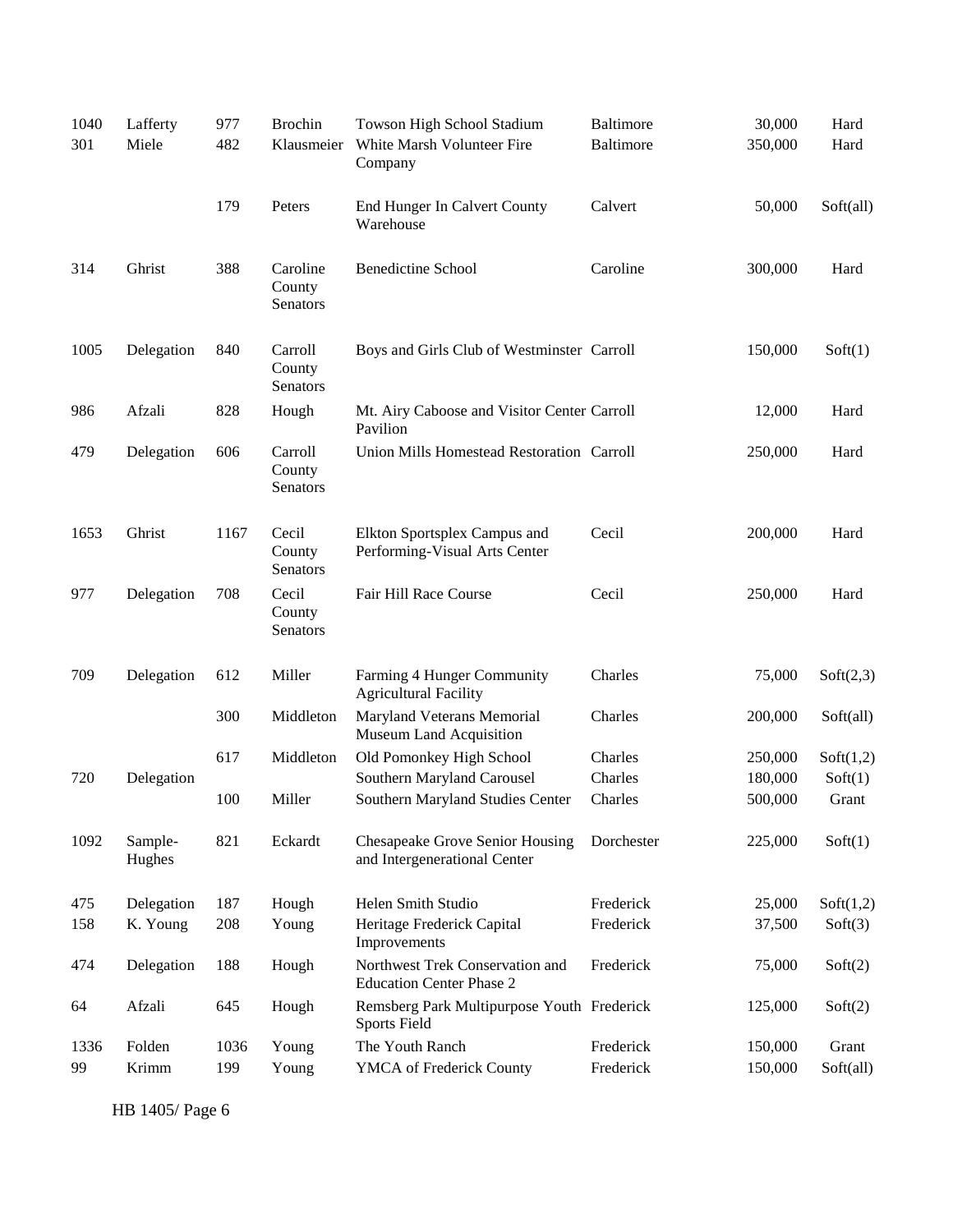| | | | | | | | |
|---|---|---|---|---|---|---|---|
| 1040 | Lafferty | 977 | Brochin | Towson High School Stadium | Baltimore | 30,000 | Hard |
| 301 | Miele | 482 | Klausmeier | White Marsh Volunteer Fire Company | Baltimore | 350,000 | Hard |
| | | 179 | Peters | End Hunger In Calvert County Warehouse | Calvert | 50,000 | Soft(all) |
| 314 | Ghrist | 388 | Caroline County Senators | Benedictine School | Caroline | 300,000 | Hard |
| 1005 | Delegation | 840 | Carroll County Senators | Boys and Girls Club of Westminster | Carroll | 150,000 | Soft(1) |
| 986 | Afzali | 828 | Hough | Mt. Airy Caboose and Visitor Center Pavilion | Carroll | 12,000 | Hard |
| 479 | Delegation | 606 | Carroll County Senators | Union Mills Homestead Restoration | Carroll | 250,000 | Hard |
| 1653 | Ghrist | 1167 | Cecil County Senators | Elkton Sportsplex Campus and Performing-Visual Arts Center | Cecil | 200,000 | Hard |
| 977 | Delegation | 708 | Cecil County Senators | Fair Hill Race Course | Cecil | 250,000 | Hard |
| 709 | Delegation | 612 | Miller | Farming 4 Hunger Community Agricultural Facility | Charles | 75,000 | Soft(2,3) |
| | | 300 | Middleton | Maryland Veterans Memorial Museum Land Acquisition | Charles | 200,000 | Soft(all) |
| | | 617 | Middleton | Old Pomonkey High School | Charles | 250,000 | Soft(1,2) |
| 720 | Delegation | | | Southern Maryland Carousel | Charles | 180,000 | Soft(1) |
| | | 100 | Miller | Southern Maryland Studies Center | Charles | 500,000 | Grant |
| 1092 | Sample-Hughes | 821 | Eckardt | Chesapeake Grove Senior Housing and Intergenerational Center | Dorchester | 225,000 | Soft(1) |
| 475 | Delegation | 187 | Hough | Helen Smith Studio | Frederick | 25,000 | Soft(1,2) |
| 158 | K. Young | 208 | Young | Heritage Frederick Capital Improvements | Frederick | 37,500 | Soft(3) |
| 474 | Delegation | 188 | Hough | Northwest Trek Conservation and Education Center Phase 2 | Frederick | 75,000 | Soft(2) |
| 64 | Afzali | 645 | Hough | Remsberg Park Multipurpose Youth Sports Field | Frederick | 125,000 | Soft(2) |
| 1336 | Folden | 1036 | Young | The Youth Ranch | Frederick | 150,000 | Grant |
| 99 | Krimm | 199 | Young | YMCA of Frederick County | Frederick | 150,000 | Soft(all) |

HB 1405/ Page 6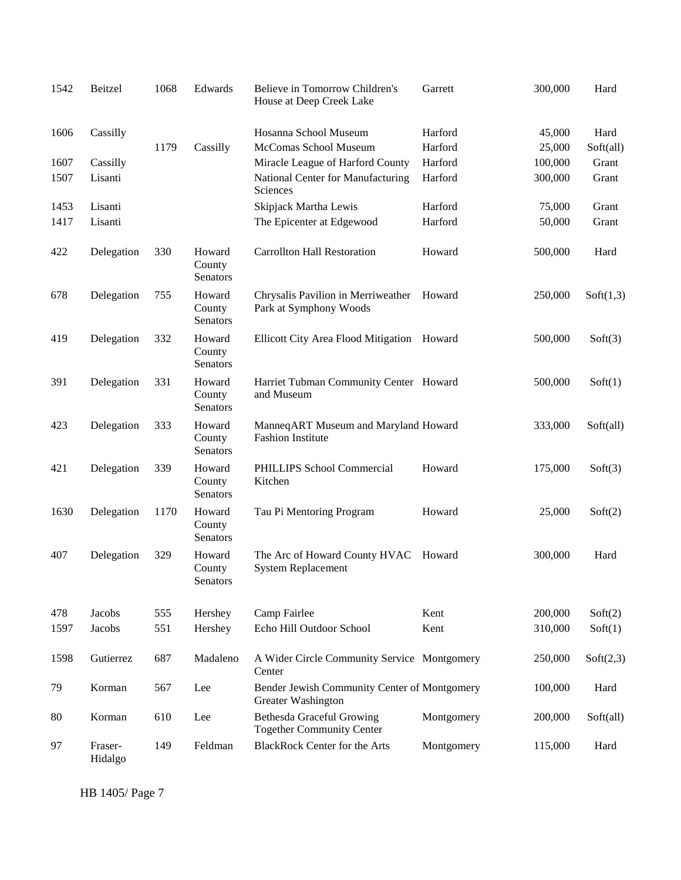| | | | | | | | |
|---|---|---|---|---|---|---|---|
| 1542 | Beitzel | 1068 | Edwards | Believe in Tomorrow Children's House at Deep Creek Lake | Garrett | 300,000 | Hard |
| 1606 | Cassilly | | | Hosanna School Museum | Harford | 45,000 | Hard |
| | | 1179 | Cassilly | McComas School Museum | Harford | 25,000 | Soft(all) |
| 1607 | Cassilly | | | Miracle League of Harford County | Harford | 100,000 | Grant |
| 1507 | Lisanti | | | National Center for Manufacturing Sciences | Harford | 300,000 | Grant |
| 1453 | Lisanti | | | Skipjack Martha Lewis | Harford | 75,000 | Grant |
| 1417 | Lisanti | | | The Epicenter at Edgewood | Harford | 50,000 | Grant |
| 422 | Delegation | 330 | Howard County Senators | Carrollton Hall Restoration | Howard | 500,000 | Hard |
| 678 | Delegation | 755 | Howard County Senators | Chrysalis Pavilion in Merriweather Park at Symphony Woods | Howard | 250,000 | Soft(1,3) |
| 419 | Delegation | 332 | Howard County Senators | Ellicott City Area Flood Mitigation | Howard | 500,000 | Soft(3) |
| 391 | Delegation | 331 | Howard County Senators | Harriet Tubman Community Center and Museum | Howard | 500,000 | Soft(1) |
| 423 | Delegation | 333 | Howard County Senators | ManneqART Museum and Maryland Fashion Institute | Howard | 333,000 | Soft(all) |
| 421 | Delegation | 339 | Howard County Senators | PHILLIPS School Commercial Kitchen | Howard | 175,000 | Soft(3) |
| 1630 | Delegation | 1170 | Howard County Senators | Tau Pi Mentoring Program | Howard | 25,000 | Soft(2) |
| 407 | Delegation | 329 | Howard County Senators | The Arc of Howard County HVAC System Replacement | Howard | 300,000 | Hard |
| 478 | Jacobs | 555 | Hershey | Camp Fairlee | Kent | 200,000 | Soft(2) |
| 1597 | Jacobs | 551 | Hershey | Echo Hill Outdoor School | Kent | 310,000 | Soft(1) |
| 1598 | Gutierrez | 687 | Madaleno | A Wider Circle Community Service Center | Montgomery | 250,000 | Soft(2,3) |
| 79 | Korman | 567 | Lee | Bender Jewish Community Center of Greater Washington | Montgomery | 100,000 | Hard |
| 80 | Korman | 610 | Lee | Bethesda Graceful Growing Together Community Center | Montgomery | 200,000 | Soft(all) |
| 97 | Fraser-Hidalgo | 149 | Feldman | BlackRock Center for the Arts | Montgomery | 115,000 | Hard |

HB 1405/ Page 7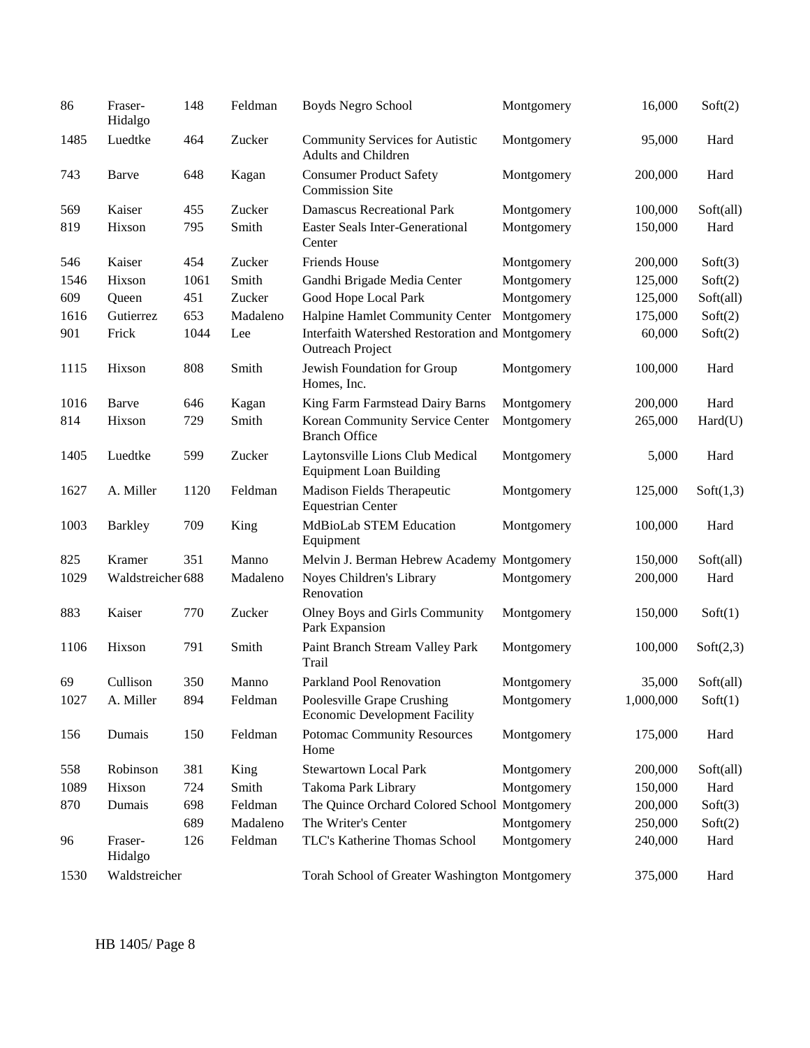| | | | | | | | |
|---|---|---|---|---|---|---|---|
| 86 | Fraser-Hidalgo | 148 | Feldman | Boyds Negro School | Montgomery | 16,000 | Soft(2) |
| 1485 | Luedtke | 464 | Zucker | Community Services for Autistic Adults and Children | Montgomery | 95,000 | Hard |
| 743 | Barve | 648 | Kagan | Consumer Product Safety Commission Site | Montgomery | 200,000 | Hard |
| 569 | Kaiser | 455 | Zucker | Damascus Recreational Park | Montgomery | 100,000 | Soft(all) |
| 819 | Hixson | 795 | Smith | Easter Seals Inter-Generational Center | Montgomery | 150,000 | Hard |
| 546 | Kaiser | 454 | Zucker | Friends House | Montgomery | 200,000 | Soft(3) |
| 1546 | Hixson | 1061 | Smith | Gandhi Brigade Media Center | Montgomery | 125,000 | Soft(2) |
| 609 | Queen | 451 | Zucker | Good Hope Local Park | Montgomery | 125,000 | Soft(all) |
| 1616 | Gutierrez | 653 | Madaleno | Halpine Hamlet Community Center | Montgomery | 175,000 | Soft(2) |
| 901 | Frick | 1044 | Lee | Interfaith Watershed Restoration and Outreach Project | Montgomery | 60,000 | Soft(2) |
| 1115 | Hixson | 808 | Smith | Jewish Foundation for Group Homes, Inc. | Montgomery | 100,000 | Hard |
| 1016 | Barve | 646 | Kagan | King Farm Farmstead Dairy Barns | Montgomery | 200,000 | Hard |
| 814 | Hixson | 729 | Smith | Korean Community Service Center Branch Office | Montgomery | 265,000 | Hard(U) |
| 1405 | Luedtke | 599 | Zucker | Laytonsville Lions Club Medical Equipment Loan Building | Montgomery | 5,000 | Hard |
| 1627 | A. Miller | 1120 | Feldman | Madison Fields Therapeutic Equestrian Center | Montgomery | 125,000 | Soft(1,3) |
| 1003 | Barkley | 709 | King | MdBioLab STEM Education Equipment | Montgomery | 100,000 | Hard |
| 825 | Kramer | 351 | Manno | Melvin J. Berman Hebrew Academy | Montgomery | 150,000 | Soft(all) |
| 1029 | Waldstreicher | 688 | Madaleno | Noyes Children's Library Renovation | Montgomery | 200,000 | Hard |
| 883 | Kaiser | 770 | Zucker | Olney Boys and Girls Community Park Expansion | Montgomery | 150,000 | Soft(1) |
| 1106 | Hixson | 791 | Smith | Paint Branch Stream Valley Park Trail | Montgomery | 100,000 | Soft(2,3) |
| 69 | Cullison | 350 | Manno | Parkland Pool Renovation | Montgomery | 35,000 | Soft(all) |
| 1027 | A. Miller | 894 | Feldman | Poolesville Grape Crushing Economic Development Facility | Montgomery | 1,000,000 | Soft(1) |
| 156 | Dumais | 150 | Feldman | Potomac Community Resources Home | Montgomery | 175,000 | Hard |
| 558 | Robinson | 381 | King | Stewartown Local Park | Montgomery | 200,000 | Soft(all) |
| 1089 | Hixson | 724 | Smith | Takoma Park Library | Montgomery | 150,000 | Hard |
| 870 | Dumais | 698 | Feldman | The Quince Orchard Colored School | Montgomery | 200,000 | Soft(3) |
| | | 689 | Madaleno | The Writer's Center | Montgomery | 250,000 | Soft(2) |
| 96 | Fraser-Hidalgo | 126 | Feldman | TLC's Katherine Thomas School | Montgomery | 240,000 | Hard |
| 1530 | Waldstreicher | | | Torah School of Greater Washington | Montgomery | 375,000 | Hard |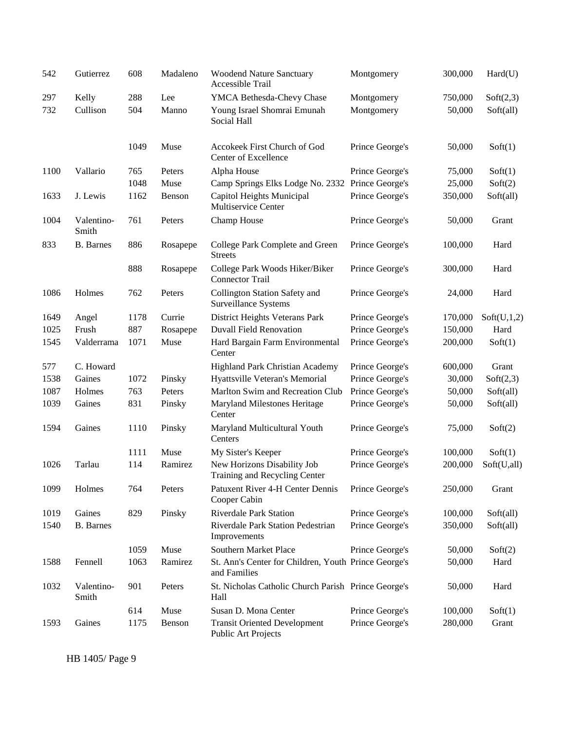| | | | | | | | |
|---|---|---|---|---|---|---|---|
| 542 | Gutierrez | 608 | Madaleno | Woodend Nature Sanctuary Accessible Trail | Montgomery | 300,000 | Hard(U) |
| 297 | Kelly | 288 | Lee | YMCA Bethesda-Chevy Chase | Montgomery | 750,000 | Soft(2,3) |
| 732 | Cullison | 504 | Manno | Young Israel Shomrai Emunah Social Hall | Montgomery | 50,000 | Soft(all) |
| | | 1049 | Muse | Accokeek First Church of God Center of Excellence | Prince George's | 50,000 | Soft(1) |
| 1100 | Vallario | 765 | Peters | Alpha House | Prince George's | 75,000 | Soft(1) |
| | | 1048 | Muse | Camp Springs Elks Lodge No. 2332 | Prince George's | 25,000 | Soft(2) |
| 1633 | J. Lewis | 1162 | Benson | Capitol Heights Municipal Multiservice Center | Prince George's | 350,000 | Soft(all) |
| 1004 | Valentino-Smith | 761 | Peters | Champ House | Prince George's | 50,000 | Grant |
| 833 | B. Barnes | 886 | Rosapepe | College Park Complete and Green Streets | Prince George's | 100,000 | Hard |
| | | 888 | Rosapepe | College Park Woods Hiker/Biker Connector Trail | Prince George's | 300,000 | Hard |
| 1086 | Holmes | 762 | Peters | Collington Station Safety and Surveillance Systems | Prince George's | 24,000 | Hard |
| 1649 | Angel | 1178 | Currie | District Heights Veterans Park | Prince George's | 170,000 | Soft(U,1,2) |
| 1025 | Frush | 887 | Rosapepe | Duvall Field Renovation | Prince George's | 150,000 | Hard |
| 1545 | Valderrama | 1071 | Muse | Hard Bargain Farm Environmental Center | Prince George's | 200,000 | Soft(1) |
| 577 | C. Howard | | | Highland Park Christian Academy | Prince George's | 600,000 | Grant |
| 1538 | Gaines | 1072 | Pinsky | Hyattsville Veteran's Memorial | Prince George's | 30,000 | Soft(2,3) |
| 1087 | Holmes | 763 | Peters | Marlton Swim and Recreation Club | Prince George's | 50,000 | Soft(all) |
| 1039 | Gaines | 831 | Pinsky | Maryland Milestones Heritage Center | Prince George's | 50,000 | Soft(all) |
| 1594 | Gaines | 1110 | Pinsky | Maryland Multicultural Youth Centers | Prince George's | 75,000 | Soft(2) |
| | | 1111 | Muse | My Sister's Keeper | Prince George's | 100,000 | Soft(1) |
| 1026 | Tarlau | 114 | Ramirez | New Horizons Disability Job Training and Recycling Center | Prince George's | 200,000 | Soft(U,all) |
| 1099 | Holmes | 764 | Peters | Patuxent River 4-H Center Dennis Cooper Cabin | Prince George's | 250,000 | Grant |
| 1019 | Gaines | 829 | Pinsky | Riverdale Park Station | Prince George's | 100,000 | Soft(all) |
| 1540 | B. Barnes | | | Riverdale Park Station Pedestrian Improvements | Prince George's | 350,000 | Soft(all) |
| | | 1059 | Muse | Southern Market Place | Prince George's | 50,000 | Soft(2) |
| 1588 | Fennell | 1063 | Ramirez | St. Ann's Center for Children, Youth and Families | Prince George's | 50,000 | Hard |
| 1032 | Valentino-Smith | 901 | Peters | St. Nicholas Catholic Church Parish Hall | Prince George's | 50,000 | Hard |
| | | 614 | Muse | Susan D. Mona Center | Prince George's | 100,000 | Soft(1) |
| 1593 | Gaines | 1175 | Benson | Transit Oriented Development Public Art Projects | Prince George's | 280,000 | Grant |

HB 1405/ Page 9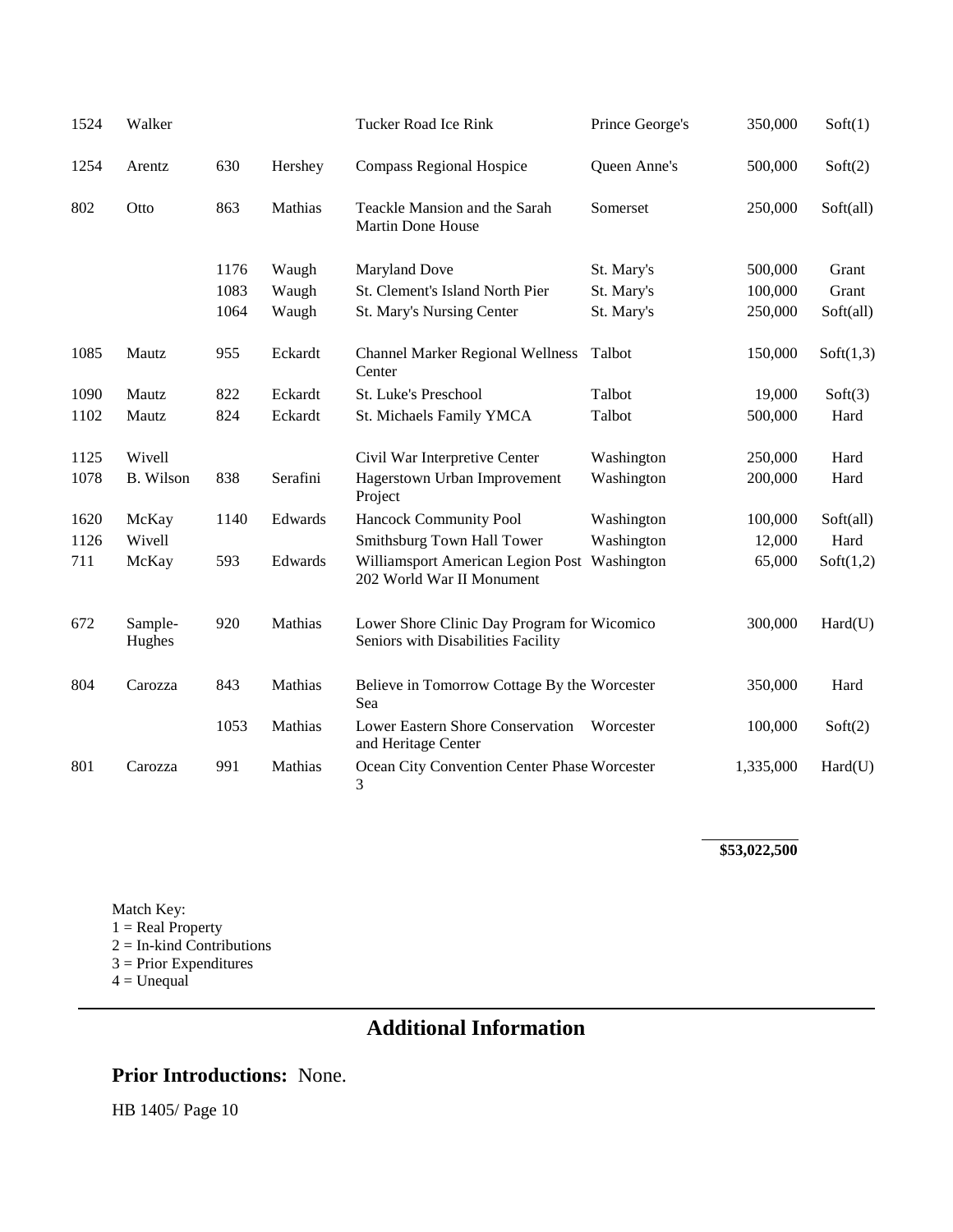| | | | | | | | |
|---|---|---|---|---|---|---|---|
| 1524 | Walker | | | Tucker Road Ice Rink | Prince George's | 350,000 | Soft(1) |
| 1254 | Arentz | 630 | Hershey | Compass Regional Hospice | Queen Anne's | 500,000 | Soft(2) |
| 802 | Otto | 863 | Mathias | Teackle Mansion and the Sarah Martin Done House | Somerset | 250,000 | Soft(all) |
| | | 1176 | Waugh | Maryland Dove | St. Mary's | 500,000 | Grant |
| | | 1083 | Waugh | St. Clement's Island North Pier | St. Mary's | 100,000 | Grant |
| | | 1064 | Waugh | St. Mary's Nursing Center | St. Mary's | 250,000 | Soft(all) |
| 1085 | Mautz | 955 | Eckardt | Channel Marker Regional Wellness Center | Talbot | 150,000 | Soft(1,3) |
| 1090 | Mautz | 822 | Eckardt | St. Luke's Preschool | Talbot | 19,000 | Soft(3) |
| 1102 | Mautz | 824 | Eckardt | St. Michaels Family YMCA | Talbot | 500,000 | Hard |
| 1125 | Wivell | | | Civil War Interpretive Center | Washington | 250,000 | Hard |
| 1078 | B. Wilson | 838 | Serafini | Hagerstown Urban Improvement Project | Washington | 200,000 | Hard |
| 1620 | McKay | 1140 | Edwards | Hancock Community Pool | Washington | 100,000 | Soft(all) |
| 1126 | Wivell | | | Smithsburg Town Hall Tower | Washington | 12,000 | Hard |
| 711 | McKay | 593 | Edwards | Williamsport American Legion Post 202 World War II Monument | Washington | 65,000 | Soft(1,2) |
| 672 | Sample-Hughes | 920 | Mathias | Lower Shore Clinic Day Program for Seniors with Disabilities Facility | Wicomico | 300,000 | Hard(U) |
| 804 | Carozza | 843 | Mathias | Believe in Tomorrow Cottage By the Sea | Worcester | 350,000 | Hard |
| | | 1053 | Mathias | Lower Eastern Shore Conservation and Heritage Center | Worcester | 100,000 | Soft(2) |
| 801 | Carozza | 991 | Mathias | Ocean City Convention Center Phase 3 | Worcester | 1,335,000 | Hard(U) |
| | | | | | | **$53,022,500** | |

Match Key:
1 = Real Property
2 = In-kind Contributions
3 = Prior Expenditures
4 = Unequal

## Additional Information

**Prior Introductions:** None.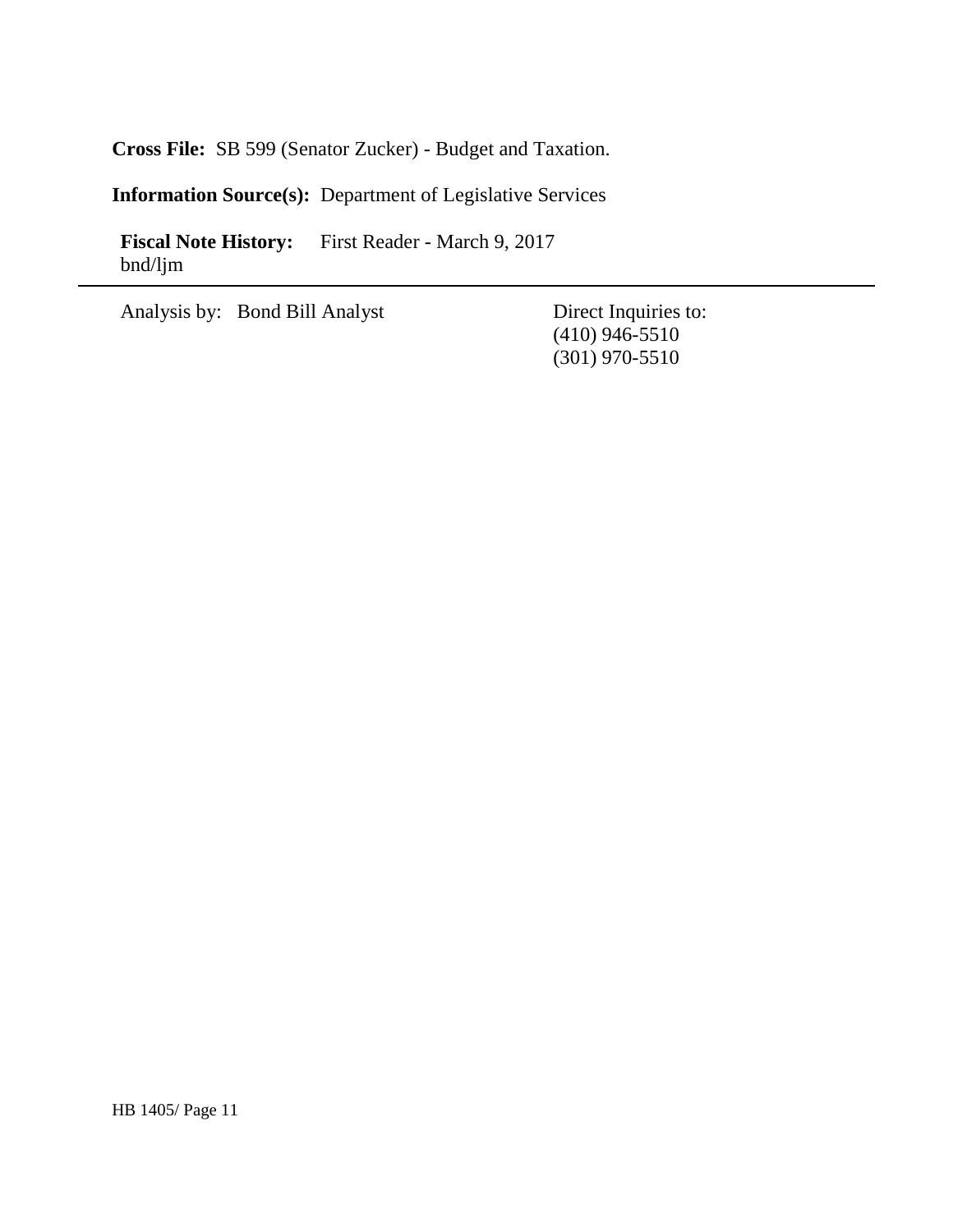**Cross File:** SB 599 (Senator Zucker) - Budget and Taxation.

**Information Source(s):** Department of Legislative Services

**Fiscal Note History:** First Reader - March 9, 2017
bnd/ljm

---

Analysis by: Bond Bill Analyst

Direct Inquiries to:
(410) 946-5510
(301) 970-5510